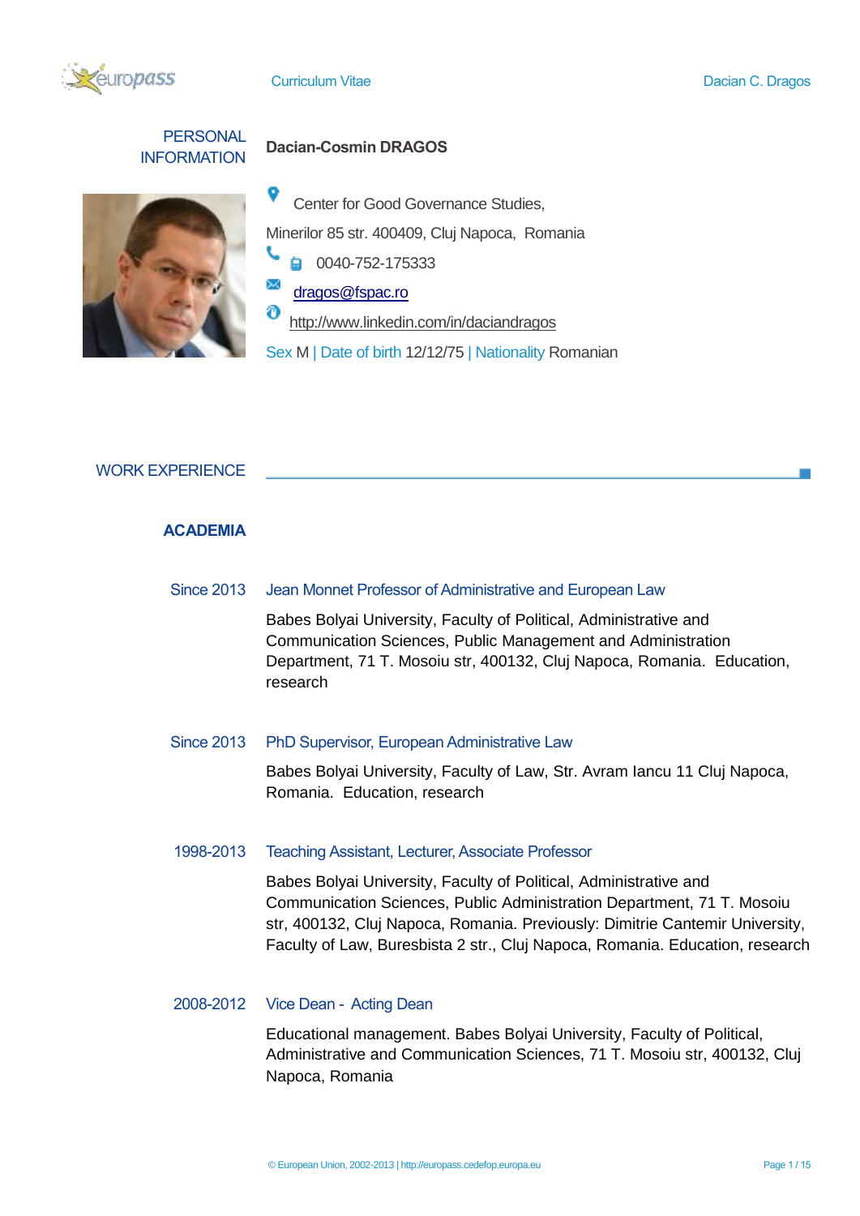## PERSONAL INFORMATION

**Dacian-Cosmin DRAGOS**

Center for Good Governance Studies,
Minerilor 85 str. 400409, Cluj Napoca, Romania

0040-752-175333

dragos@fspac.ro

http://www.linkedin.com/in/daciandragos

Sex M | Date of birth 12/12/75 | Nationality Romanian

## WORK EXPERIENCE

### ACADEMIA

**Since 2013** — Jean Monnet Professor of Administrative and European Law

Babes Bolyai University, Faculty of Political, Administrative and Communication Sciences, Public Management and Administration Department, 71 T. Mosoiu str, 400132, Cluj Napoca, Romania. Education, research

**Since 2013** — PhD Supervisor, European Administrative Law

Babes Bolyai University, Faculty of Law, Str. Avram Iancu 11 Cluj Napoca, Romania. Education, research

**1998-2013** — Teaching Assistant, Lecturer, Associate Professor

Babes Bolyai University, Faculty of Political, Administrative and Communication Sciences, Public Administration Department, 71 T. Mosoiu str, 400132, Cluj Napoca, Romania. Previously: Dimitrie Cantemir University, Faculty of Law, Buresbista 2 str., Cluj Napoca, Romania. Education, research

**2008-2012** — Vice Dean - Acting Dean

Educational management. Babes Bolyai University, Faculty of Political, Administrative and Communication Sciences, 71 T. Mosoiu str, 400132, Cluj Napoca, Romania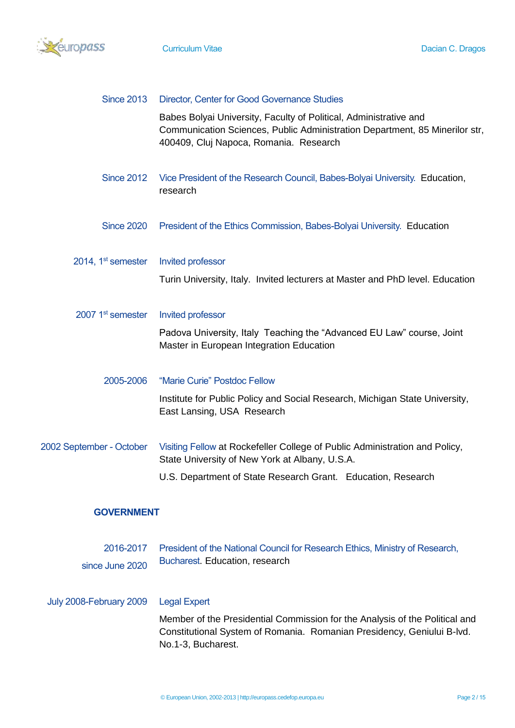| | |
|---|---|
| Since 2013 | Director, Center for Good Governance Studies<br>Babes Bolyai University, Faculty of Political, Administrative and Communication Sciences, Public Administration Department, 85 Minerilor str, 400409, Cluj Napoca, Romania. Research |
| Since 2012 | Vice President of the Research Council, Babes-Bolyai University. Education, research |
| Since 2020 | President of the Ethics Commission, Babes-Bolyai University. Education |
| 2014, 1st semester | Invited professor<br>Turin University, Italy. Invited lecturers at Master and PhD level. Education |
| 2007 1st semester | Invited professor<br>Padova University, Italy Teaching the "Advanced EU Law" course, Joint Master in European Integration Education |
| 2005-2006 | "Marie Curie" Postdoc Fellow<br>Institute for Public Policy and Social Research, Michigan State University, East Lansing, USA Research |
| 2002 September - October | Visiting Fellow at Rockefeller College of Public Administration and Policy, State University of New York at Albany, U.S.A.<br>U.S. Department of State Research Grant. Education, Research |

## GOVERNMENT

| | |
|---|---|
| 2016-2017<br>since June 2020 | President of the National Council for Research Ethics, Ministry of Research, Bucharest. Education, research |
| July 2008-February 2009 | Legal Expert<br>Member of the Presidential Commission for the Analysis of the Political and Constitutional System of Romania. Romanian Presidency, Geniului B-lvd. No.1-3, Bucharest. |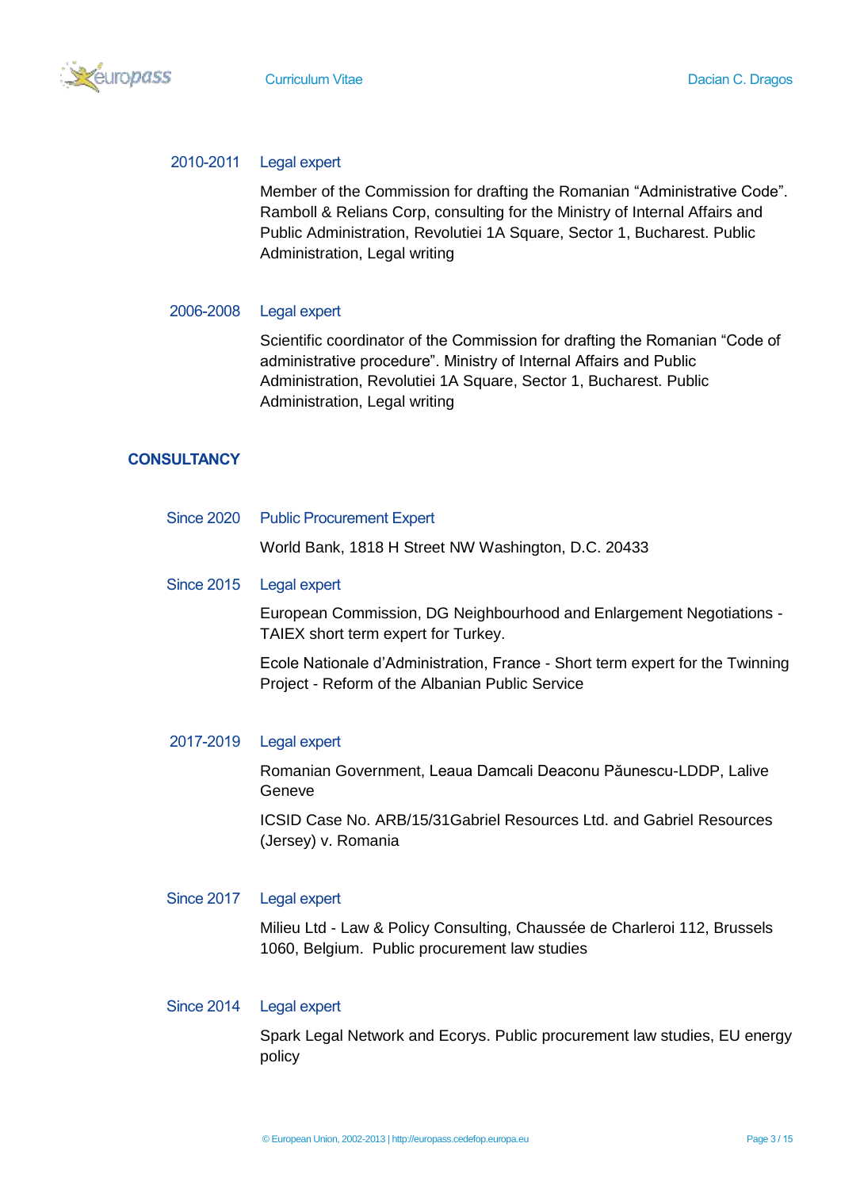**2010-2011** Legal expert

Member of the Commission for drafting the Romanian "Administrative Code". Ramboll & Relians Corp, consulting for the Ministry of Internal Affairs and Public Administration, Revolutiei 1A Square, Sector 1, Bucharest. Public Administration, Legal writing

**2006-2008** Legal expert

Scientific coordinator of the Commission for drafting the Romanian "Code of administrative procedure". Ministry of Internal Affairs and Public Administration, Revolutiei 1A Square, Sector 1, Bucharest. Public Administration, Legal writing

## CONSULTANCY

**Since 2020** Public Procurement Expert

World Bank, 1818 H Street NW Washington, D.C. 20433

**Since 2015** Legal expert

European Commission, DG Neighbourhood and Enlargement Negotiations - TAIEX short term expert for Turkey.

Ecole Nationale d'Administration, France - Short term expert for the Twinning Project - Reform of the Albanian Public Service

**2017-2019** Legal expert

Romanian Government, Leaua Damcali Deaconu Păunescu-LDDP, Lalive Geneve

ICSID Case No. ARB/15/31Gabriel Resources Ltd. and Gabriel Resources (Jersey) v. Romania

**Since 2017** Legal expert

Milieu Ltd - Law & Policy Consulting, Chaussée de Charleroi 112, Brussels 1060, Belgium. Public procurement law studies

**Since 2014** Legal expert

Spark Legal Network and Ecorys. Public procurement law studies, EU energy policy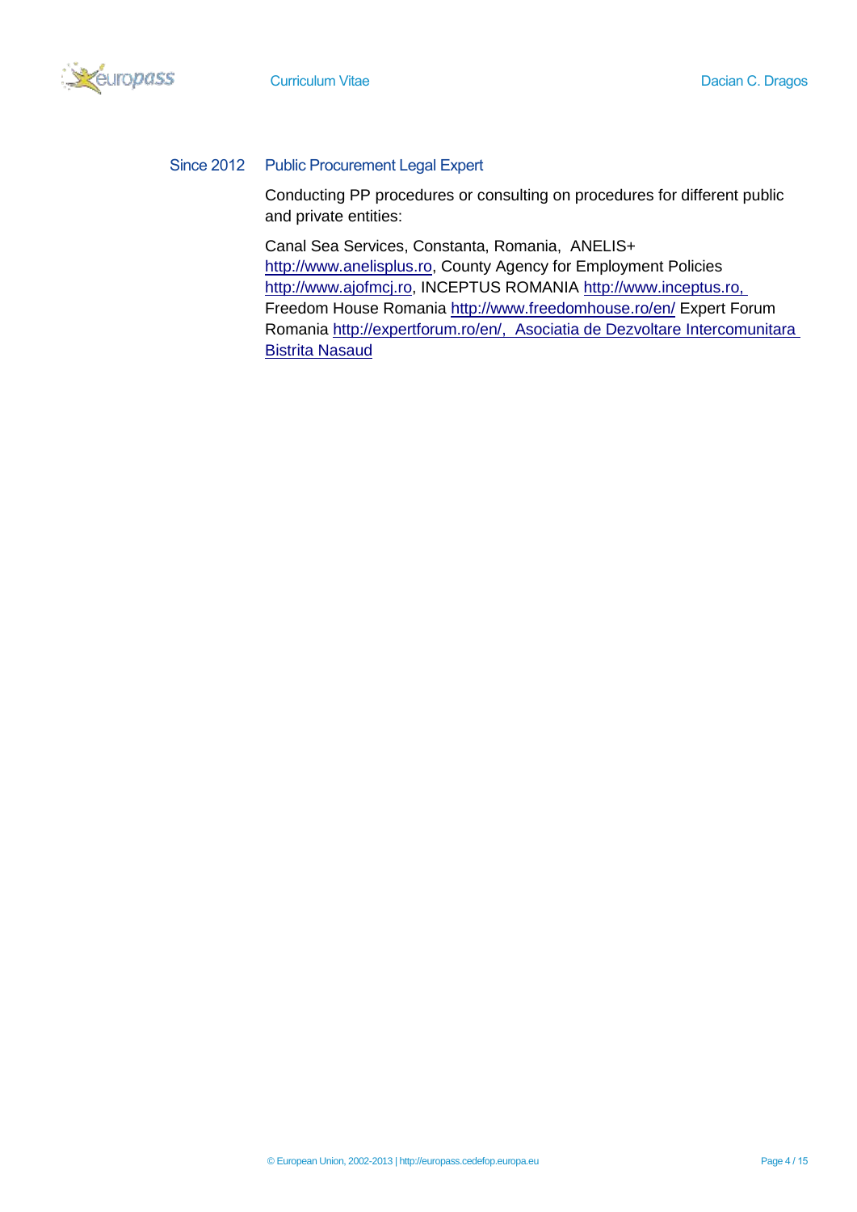Since 2012 Public Procurement Legal Expert

Conducting PP procedures or consulting on procedures for different public and private entities:

Canal Sea Services, Constanta, Romania, ANELIS+ http://www.anelisplus.ro, County Agency for Employment Policies http://www.ajofmcj.ro, INCEPTUS ROMANIA http://www.inceptus.ro, Freedom House Romania http://www.freedomhouse.ro/en/ Expert Forum Romania http://expertforum.ro/en/, Asociatia de Dezvoltare Intercomunitara Bistrita Nasaud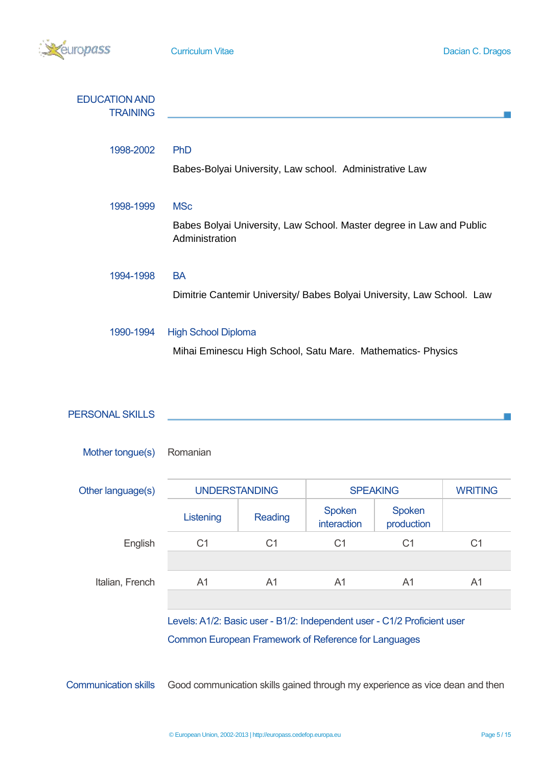## EDUCATION AND TRAINING

**1998-2002** PhD

Babes-Bolyai University, Law school. Administrative Law

**1998-1999** MSc

Babes Bolyai University, Law School. Master degree in Law and Public Administration

**1994-1998** BA

Dimitrie Cantemir University/ Babes Bolyai University, Law School. Law

**1990-1994** High School Diploma

Mihai Eminescu High School, Satu Mare. Mathematics- Physics

## PERSONAL SKILLS

**Mother tongue(s)** Romanian

**Other language(s)**

| | UNDERSTANDING | | SPEAKING | | WRITING |
|---|---|---|---|---|---|
| | Listening | Reading | Spoken interaction | Spoken production | |
| English | C1 | C1 | C1 | C1 | C1 |
| Italian, French | A1 | A1 | A1 | A1 | A1 |

Levels: A1/2: Basic user - B1/2: Independent user - C1/2 Proficient user
Common European Framework of Reference for Languages

**Communication skills** Good communication skills gained through my experience as vice dean and then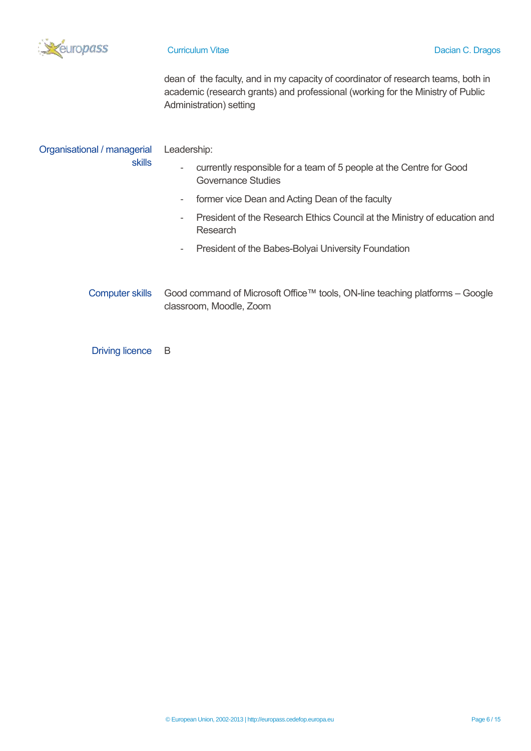dean of the faculty, and in my capacity of coordinator of research teams, both in academic (research grants) and professional (working for the Ministry of Public Administration) setting

**Organisational / managerial skills**

Leadership:

- currently responsible for a team of 5 people at the Centre for Good Governance Studies
- former vice Dean and Acting Dean of the faculty
- President of the Research Ethics Council at the Ministry of education and Research
- President of the Babes-Bolyai University Foundation

**Computer skills**

Good command of Microsoft Office™ tools, ON-line teaching platforms – Google classroom, Moodle, Zoom

**Driving licence**

B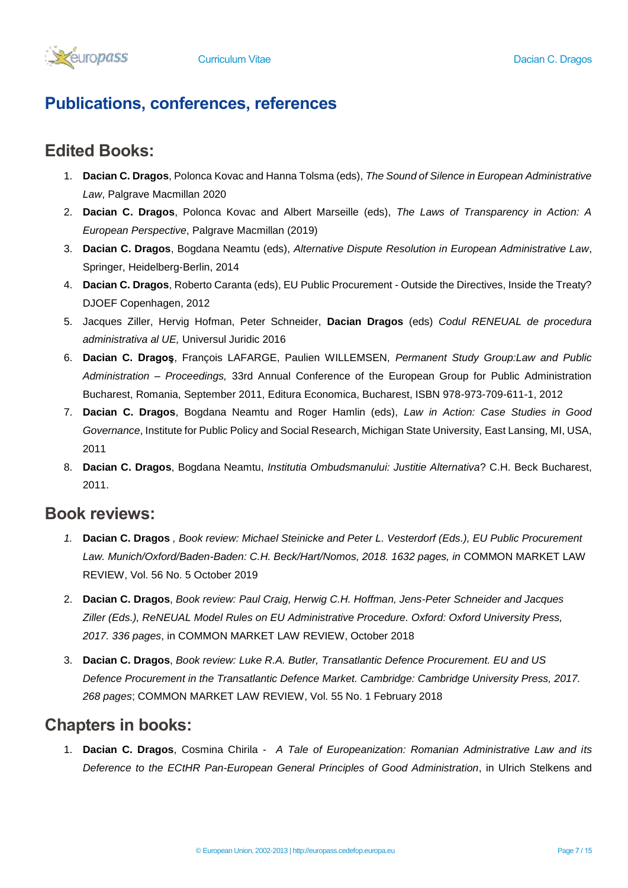# Publications, conferences, references

## Edited Books:

1. **Dacian C. Dragos**, Polonca Kovac and Hanna Tolsma (eds), *The Sound of Silence in European Administrative Law*, Palgrave Macmillan 2020
2. **Dacian C. Dragos**, Polonca Kovac and Albert Marseille (eds), *The Laws of Transparency in Action: A European Perspective*, Palgrave Macmillan (2019)
3. **Dacian C. Dragos**, Bogdana Neamtu (eds), *Alternative Dispute Resolution in European Administrative Law*, Springer, Heidelberg-Berlin, 2014
4. **Dacian C. Dragos**, Roberto Caranta (eds), EU Public Procurement - Outside the Directives, Inside the Treaty? DJOEF Copenhagen, 2012
5. Jacques Ziller, Hervig Hofman, Peter Schneider, **Dacian Dragos** (eds) *Codul RENEUAL de procedura administrativa al UE,* Universul Juridic 2016
6. **Dacian C. Dragoş**, François LAFARGE, Paulien WILLEMSEN, *Permanent Study Group:Law and Public Administration – Proceedings,* 33rd Annual Conference of the European Group for Public Administration Bucharest, Romania, September 2011, Editura Economica, Bucharest, ISBN 978-973-709-611-1, 2012
7. **Dacian C. Dragos**, Bogdana Neamtu and Roger Hamlin (eds), *Law in Action: Case Studies in Good Governance*, Institute for Public Policy and Social Research, Michigan State University, East Lansing, MI, USA, 2011
8. **Dacian C. Dragos**, Bogdana Neamtu, *Institutia Ombudsmanului: Justitie Alternativa*? C.H. Beck Bucharest, 2011.

## Book reviews:

1. **Dacian C. Dragos** , *Book review: Michael Steinicke and Peter L. Vesterdorf (Eds.), EU Public Procurement Law. Munich/Oxford/Baden-Baden: C.H. Beck/Hart/Nomos, 2018. 1632 pages, in* COMMON MARKET LAW REVIEW, Vol. 56 No. 5 October 2019
2. **Dacian C. Dragos**, *Book review: Paul Craig, Herwig C.H. Hoffman, Jens-Peter Schneider and Jacques Ziller (Eds.), ReNEUAL Model Rules on EU Administrative Procedure. Oxford: Oxford University Press, 2017. 336 pages*, in COMMON MARKET LAW REVIEW, October 2018
3. **Dacian C. Dragos**, *Book review: Luke R.A. Butler, Transatlantic Defence Procurement. EU and US Defence Procurement in the Transatlantic Defence Market. Cambridge: Cambridge University Press, 2017. 268 pages*; COMMON MARKET LAW REVIEW, Vol. 55 No. 1 February 2018

## Chapters in books:

1. **Dacian C. Dragos**, Cosmina Chirila - *A Tale of Europeanization: Romanian Administrative Law and its Deference to the ECtHR Pan-European General Principles of Good Administration*, in Ulrich Stelkens and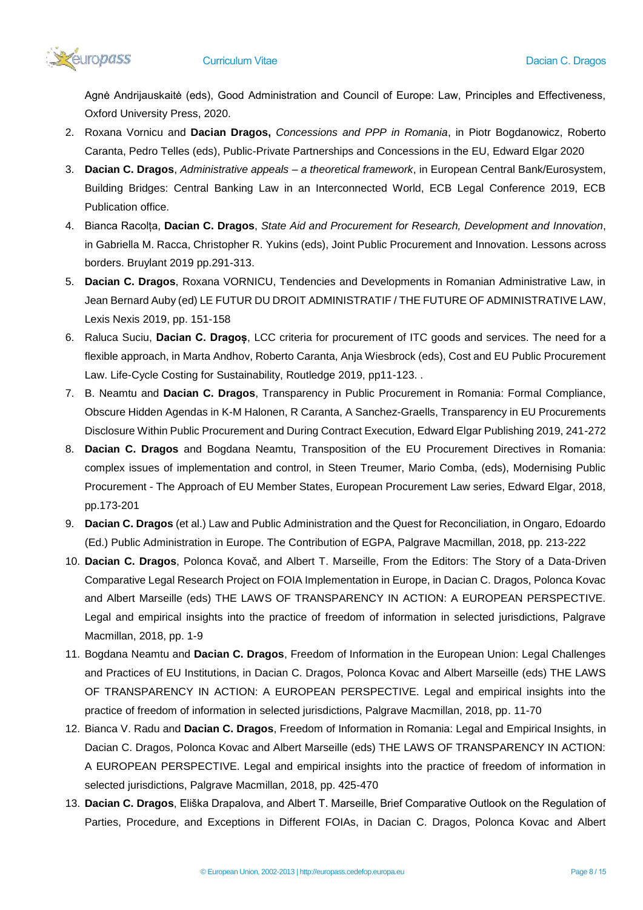Agnė Andrijauskaitė (eds), Good Administration and Council of Europe: Law, Principles and Effectiveness, Oxford University Press, 2020.

2. Roxana Vornicu and **Dacian Dragos,** *Concessions and PPP in Romania*, in Piotr Bogdanowicz, Roberto Caranta, Pedro Telles (eds), Public-Private Partnerships and Concessions in the EU, Edward Elgar 2020
3. **Dacian C. Dragos**, *Administrative appeals – a theoretical framework*, in European Central Bank/Eurosystem, Building Bridges: Central Banking Law in an Interconnected World, ECB Legal Conference 2019, ECB Publication office.
4. Bianca Racolța, **Dacian C. Dragos**, *State Aid and Procurement for Research, Development and Innovation*, in Gabriella M. Racca, Christopher R. Yukins (eds), Joint Public Procurement and Innovation. Lessons across borders. Bruylant 2019 pp.291-313.
5. **Dacian C. Dragos**, Roxana VORNICU, Tendencies and Developments in Romanian Administrative Law, in Jean Bernard Auby (ed) LE FUTUR DU DROIT ADMINISTRATIF / THE FUTURE OF ADMINISTRATIVE LAW, Lexis Nexis 2019, pp. 151-158
6. Raluca Suciu, **Dacian C. Dragoș**, LCC criteria for procurement of ITC goods and services. The need for a flexible approach, in Marta Andhov, Roberto Caranta, Anja Wiesbrock (eds), Cost and EU Public Procurement Law. Life-Cycle Costing for Sustainability, Routledge 2019, pp11-123. .
7. B. Neamtu and **Dacian C. Dragos**, Transparency in Public Procurement in Romania: Formal Compliance, Obscure Hidden Agendas in K-M Halonen, R Caranta, A Sanchez-Graells, Transparency in EU Procurements Disclosure Within Public Procurement and During Contract Execution, Edward Elgar Publishing 2019, 241-272
8. **Dacian C. Dragos** and Bogdana Neamtu, Transposition of the EU Procurement Directives in Romania: complex issues of implementation and control, in Steen Treumer, Mario Comba, (eds), Modernising Public Procurement - The Approach of EU Member States, European Procurement Law series, Edward Elgar, 2018, pp.173-201
9. **Dacian C. Dragos** (et al.) Law and Public Administration and the Quest for Reconciliation, in Ongaro, Edoardo (Ed.) Public Administration in Europe. The Contribution of EGPA, Palgrave Macmillan, 2018, pp. 213-222
10. **Dacian C. Dragos**, Polonca Kovač, and Albert T. Marseille, From the Editors: The Story of a Data-Driven Comparative Legal Research Project on FOIA Implementation in Europe, in Dacian C. Dragos, Polonca Kovac and Albert Marseille (eds) THE LAWS OF TRANSPARENCY IN ACTION: A EUROPEAN PERSPECTIVE. Legal and empirical insights into the practice of freedom of information in selected jurisdictions, Palgrave Macmillan, 2018, pp. 1-9
11. Bogdana Neamtu and **Dacian C. Dragos**, Freedom of Information in the European Union: Legal Challenges and Practices of EU Institutions, in Dacian C. Dragos, Polonca Kovac and Albert Marseille (eds) THE LAWS OF TRANSPARENCY IN ACTION: A EUROPEAN PERSPECTIVE. Legal and empirical insights into the practice of freedom of information in selected jurisdictions, Palgrave Macmillan, 2018, pp. 11-70
12. Bianca V. Radu and **Dacian C. Dragos**, Freedom of Information in Romania: Legal and Empirical Insights, in Dacian C. Dragos, Polonca Kovac and Albert Marseille (eds) THE LAWS OF TRANSPARENCY IN ACTION: A EUROPEAN PERSPECTIVE. Legal and empirical insights into the practice of freedom of information in selected jurisdictions, Palgrave Macmillan, 2018, pp. 425-470
13. **Dacian C. Dragos**, Eliška Drapalova, and Albert T. Marseille, Brief Comparative Outlook on the Regulation of Parties, Procedure, and Exceptions in Different FOIAs, in Dacian C. Dragos, Polonca Kovac and Albert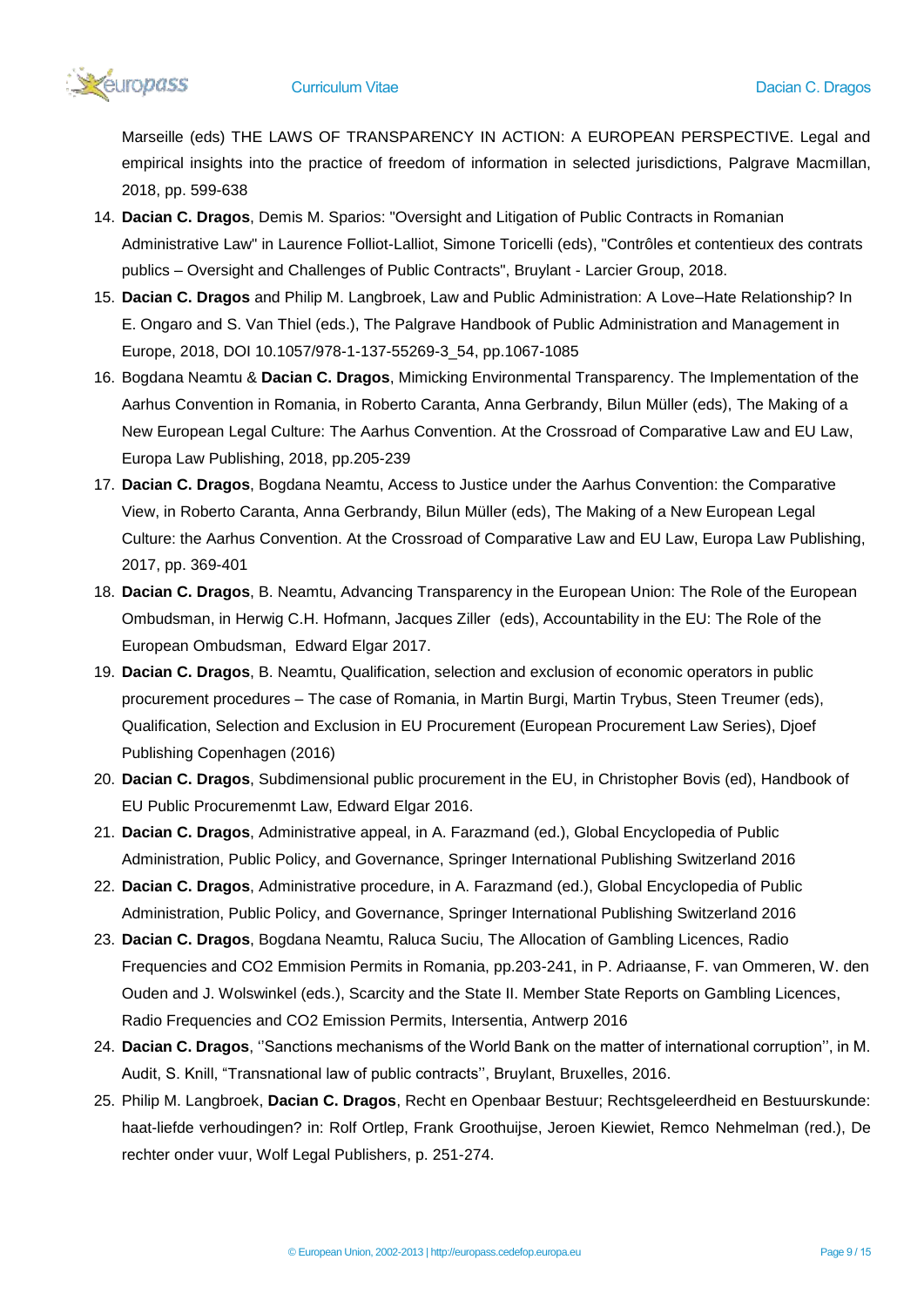Marseille (eds) THE LAWS OF TRANSPARENCY IN ACTION: A EUROPEAN PERSPECTIVE. Legal and empirical insights into the practice of freedom of information in selected jurisdictions, Palgrave Macmillan, 2018, pp. 599-638

14. **Dacian C. Dragos**, Demis M. Sparios: "Oversight and Litigation of Public Contracts in Romanian Administrative Law" in Laurence Folliot-Lalliot, Simone Toricelli (eds), "Contrôles et contentieux des contrats publics – Oversight and Challenges of Public Contracts", Bruylant - Larcier Group, 2018.
15. **Dacian C. Dragos** and Philip M. Langbroek, Law and Public Administration: A Love–Hate Relationship? In E. Ongaro and S. Van Thiel (eds.), The Palgrave Handbook of Public Administration and Management in Europe, 2018, DOI 10.1057/978-1-137-55269-3_54, pp.1067-1085
16. Bogdana Neamtu & **Dacian C. Dragos**, Mimicking Environmental Transparency. The Implementation of the Aarhus Convention in Romania, in Roberto Caranta, Anna Gerbrandy, Bilun Müller (eds), The Making of a New European Legal Culture: The Aarhus Convention. At the Crossroad of Comparative Law and EU Law, Europa Law Publishing, 2018, pp.205-239
17. **Dacian C. Dragos**, Bogdana Neamtu, Access to Justice under the Aarhus Convention: the Comparative View, in Roberto Caranta, Anna Gerbrandy, Bilun Müller (eds), The Making of a New European Legal Culture: the Aarhus Convention. At the Crossroad of Comparative Law and EU Law, Europa Law Publishing, 2017, pp. 369-401
18. **Dacian C. Dragos**, B. Neamtu, Advancing Transparency in the European Union: The Role of the European Ombudsman, in Herwig C.H. Hofmann, Jacques Ziller (eds), Accountability in the EU: The Role of the European Ombudsman, Edward Elgar 2017.
19. **Dacian C. Dragos**, B. Neamtu, Qualification, selection and exclusion of economic operators in public procurement procedures – The case of Romania, in Martin Burgi, Martin Trybus, Steen Treumer (eds), Qualification, Selection and Exclusion in EU Procurement (European Procurement Law Series), Djoef Publishing Copenhagen (2016)
20. **Dacian C. Dragos**, Subdimensional public procurement in the EU, in Christopher Bovis (ed), Handbook of EU Public Procuremenmt Law, Edward Elgar 2016.
21. **Dacian C. Dragos**, Administrative appeal, in A. Farazmand (ed.), Global Encyclopedia of Public Administration, Public Policy, and Governance, Springer International Publishing Switzerland 2016
22. **Dacian C. Dragos**, Administrative procedure, in A. Farazmand (ed.), Global Encyclopedia of Public Administration, Public Policy, and Governance, Springer International Publishing Switzerland 2016
23. **Dacian C. Dragos**, Bogdana Neamtu, Raluca Suciu, The Allocation of Gambling Licences, Radio Frequencies and CO2 Emmision Permits in Romania, pp.203-241, in P. Adriaanse, F. van Ommeren, W. den Ouden and J. Wolswinkel (eds.), Scarcity and the State II. Member State Reports on Gambling Licences, Radio Frequencies and CO2 Emission Permits, Intersentia, Antwerp 2016
24. **Dacian C. Dragos**, ''Sanctions mechanisms of the World Bank on the matter of international corruption'', in M. Audit, S. Knill, "Transnational law of public contracts'', Bruylant, Bruxelles, 2016.
25. Philip M. Langbroek, **Dacian C. Dragos**, Recht en Openbaar Bestuur; Rechtsgeleerdheid en Bestuurskunde: haat-liefde verhoudingen? in: Rolf Ortlep, Frank Groothuijse, Jeroen Kiewiet, Remco Nehmelman (red.), De rechter onder vuur, Wolf Legal Publishers, p. 251-274.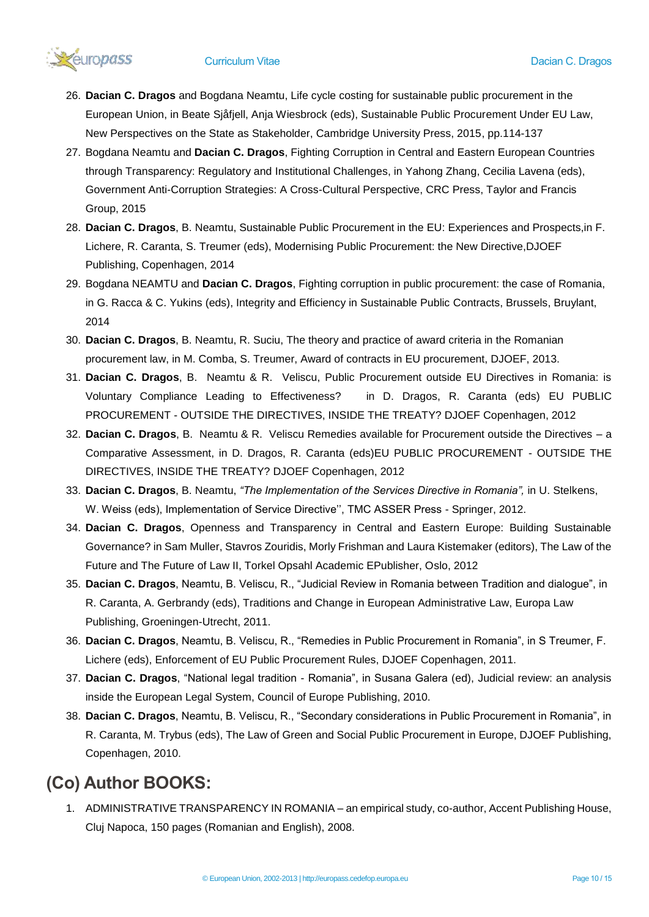26. **Dacian C. Dragos** and Bogdana Neamtu, Life cycle costing for sustainable public procurement in the European Union, in Beate Sjåfjell, Anja Wiesbrock (eds), Sustainable Public Procurement Under EU Law, New Perspectives on the State as Stakeholder, Cambridge University Press, 2015, pp.114-137
27. Bogdana Neamtu and **Dacian C. Dragos**, Fighting Corruption in Central and Eastern European Countries through Transparency: Regulatory and Institutional Challenges, in Yahong Zhang, Cecilia Lavena (eds), Government Anti-Corruption Strategies: A Cross-Cultural Perspective, CRC Press, Taylor and Francis Group, 2015
28. **Dacian C. Dragos**, B. Neamtu, Sustainable Public Procurement in the EU: Experiences and Prospects,in F. Lichere, R. Caranta, S. Treumer (eds), Modernising Public Procurement: the New Directive,DJOEF Publishing, Copenhagen, 2014
29. Bogdana NEAMTU and **Dacian C. Dragos**, Fighting corruption in public procurement: the case of Romania, in G. Racca & C. Yukins (eds), Integrity and Efficiency in Sustainable Public Contracts, Brussels, Bruylant, 2014
30. **Dacian C. Dragos**, B. Neamtu, R. Suciu, The theory and practice of award criteria in the Romanian procurement law, in M. Comba, S. Treumer, Award of contracts in EU procurement, DJOEF, 2013.
31. **Dacian C. Dragos**, B. Neamtu & R. Veliscu, Public Procurement outside EU Directives in Romania: is Voluntary Compliance Leading to Effectiveness? in D. Dragos, R. Caranta (eds) EU PUBLIC PROCUREMENT - OUTSIDE THE DIRECTIVES, INSIDE THE TREATY? DJOEF Copenhagen, 2012
32. **Dacian C. Dragos**, B. Neamtu & R. Veliscu Remedies available for Procurement outside the Directives – a Comparative Assessment, in D. Dragos, R. Caranta (eds)EU PUBLIC PROCUREMENT - OUTSIDE THE DIRECTIVES, INSIDE THE TREATY? DJOEF Copenhagen, 2012
33. **Dacian C. Dragos**, B. Neamtu, *"The Implementation of the Services Directive in Romania",* in U. Stelkens, W. Weiss (eds), Implementation of Service Directive'', TMC ASSER Press - Springer, 2012.
34. **Dacian C. Dragos**, Openness and Transparency in Central and Eastern Europe: Building Sustainable Governance? in Sam Muller, Stavros Zouridis, Morly Frishman and Laura Kistemaker (editors), The Law of the Future and The Future of Law II, Torkel Opsahl Academic EPublisher, Oslo, 2012
35. **Dacian C. Dragos**, Neamtu, B. Veliscu, R., "Judicial Review in Romania between Tradition and dialogue", in R. Caranta, A. Gerbrandy (eds), Traditions and Change in European Administrative Law, Europa Law Publishing, Groeningen-Utrecht, 2011.
36. **Dacian C. Dragos**, Neamtu, B. Veliscu, R., "Remedies in Public Procurement in Romania", in S Treumer, F. Lichere (eds), Enforcement of EU Public Procurement Rules, DJOEF Copenhagen, 2011.
37. **Dacian C. Dragos**, "National legal tradition - Romania", in Susana Galera (ed), Judicial review: an analysis inside the European Legal System, Council of Europe Publishing, 2010.
38. **Dacian C. Dragos**, Neamtu, B. Veliscu, R., "Secondary considerations in Public Procurement in Romania", in R. Caranta, M. Trybus (eds), The Law of Green and Social Public Procurement in Europe, DJOEF Publishing, Copenhagen, 2010.

## (Co) Author BOOKS:

1. ADMINISTRATIVE TRANSPARENCY IN ROMANIA – an empirical study, co-author, Accent Publishing House, Cluj Napoca, 150 pages (Romanian and English), 2008.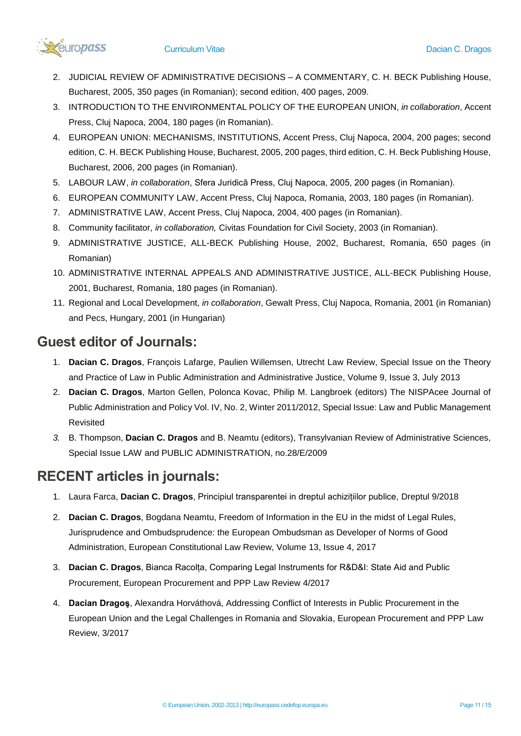2. JUDICIAL REVIEW OF ADMINISTRATIVE DECISIONS – A COMMENTARY, C. H. BECK Publishing House, Bucharest, 2005, 350 pages (in Romanian); second edition, 400 pages, 2009.
3. INTRODUCTION TO THE ENVIRONMENTAL POLICY OF THE EUROPEAN UNION, *in collaboration*, Accent Press, Cluj Napoca, 2004, 180 pages (in Romanian).
4. EUROPEAN UNION: MECHANISMS, INSTITUTIONS, Accent Press, Cluj Napoca, 2004, 200 pages; second edition, C. H. BECK Publishing House, Bucharest, 2005, 200 pages, third edition, C. H. Beck Publishing House, Bucharest, 2006, 200 pages (in Romanian).
5. LABOUR LAW, *in collaboration*, Sfera Juridică Press, Cluj Napoca, 2005, 200 pages (in Romanian).
6. EUROPEAN COMMUNITY LAW, Accent Press, Cluj Napoca, Romania, 2003, 180 pages (in Romanian).
7. ADMINISTRATIVE LAW, Accent Press, Cluj Napoca, 2004, 400 pages (in Romanian).
8. Community facilitator, *in collaboration,* Civitas Foundation for Civil Society, 2003 (in Romanian).
9. ADMINISTRATIVE JUSTICE, ALL-BECK Publishing House, 2002, Bucharest, Romania, 650 pages (in Romanian)
10. ADMINISTRATIVE INTERNAL APPEALS AND ADMINISTRATIVE JUSTICE, ALL-BECK Publishing House, 2001, Bucharest, Romania, 180 pages (in Romanian).
11. Regional and Local Development, *in collaboration*, Gewalt Press, Cluj Napoca, Romania, 2001 (in Romanian) and Pecs, Hungary, 2001 (in Hungarian)

## Guest editor of Journals:

1. **Dacian C. Dragos**, François Lafarge, Paulien Willemsen, Utrecht Law Review, Special Issue on the Theory and Practice of Law in Public Administration and Administrative Justice, Volume 9, Issue 3, July 2013
2. **Dacian C. Dragos**, Marton Gellen, Polonca Kovac, Philip M. Langbroek (editors) The NISPAcee Journal of Public Administration and Policy Vol. IV, No. 2, Winter 2011/2012, Special Issue: Law and Public Management Revisited
3. B. Thompson, **Dacian C. Dragos** and B. Neamtu (editors), Transylvanian Review of Administrative Sciences, Special Issue LAW and PUBLIC ADMINISTRATION, no.28/E/2009

## RECENT articles in journals:

1. Laura Farca, **Dacian C. Dragos**, Principiul transparentei in dreptul achizițiilor publice, Dreptul 9/2018
2. **Dacian C. Dragos**, Bogdana Neamtu, Freedom of Information in the EU in the midst of Legal Rules, Jurisprudence and Ombudsprudence: the European Ombudsman as Developer of Norms of Good Administration, European Constitutional Law Review, Volume 13, Issue 4, 2017
3. **Dacian C. Dragos**, Bianca Racolța, Comparing Legal Instruments for R&D&I: State Aid and Public Procurement, European Procurement and PPP Law Review 4/2017
4. **Dacian Dragoş**, Alexandra Horváthová, Addressing Conflict of Interests in Public Procurement in the European Union and the Legal Challenges in Romania and Slovakia, European Procurement and PPP Law Review, 3/2017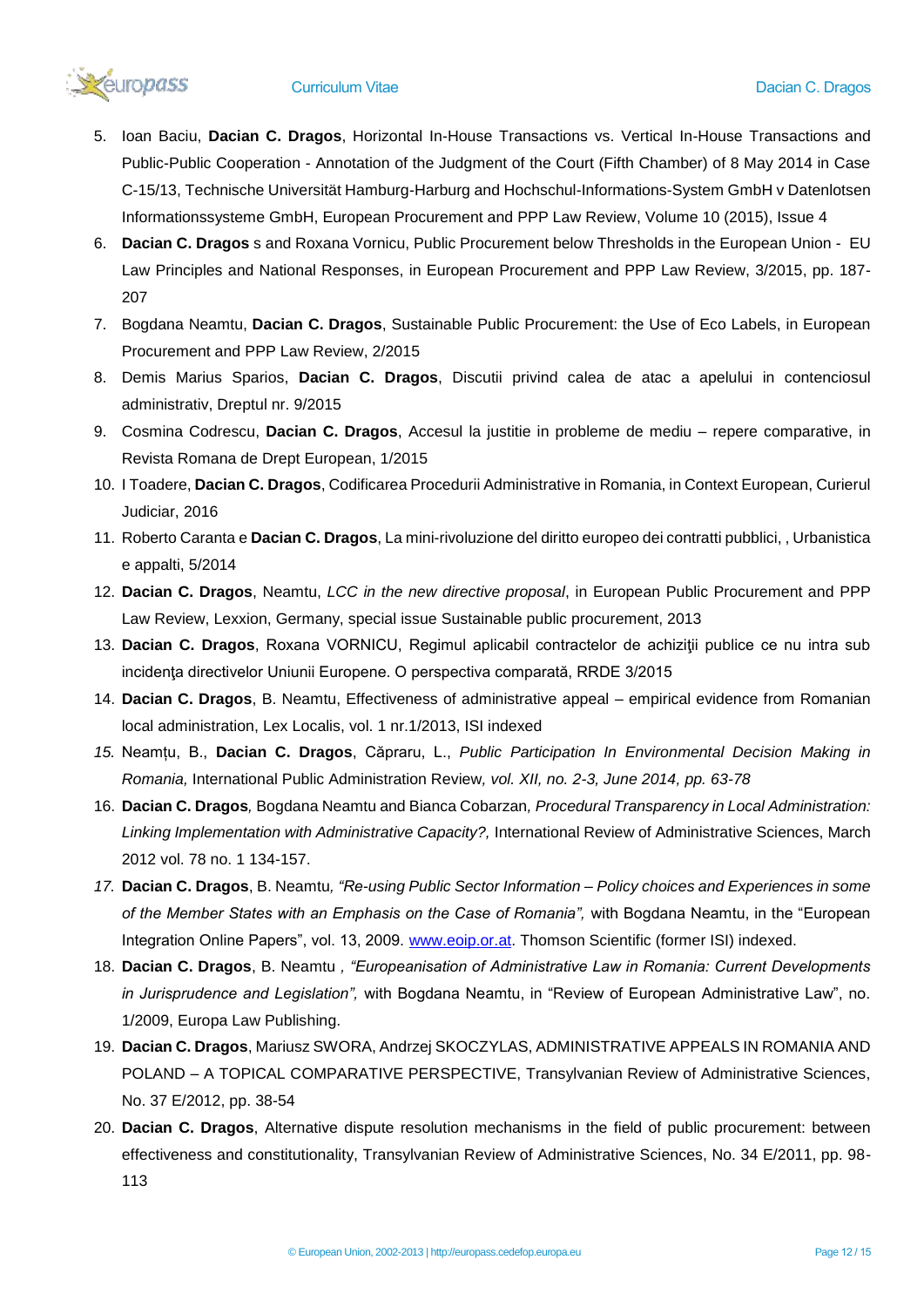5. Ioan Baciu, **Dacian C. Dragos**, Horizontal In-House Transactions vs. Vertical In-House Transactions and Public-Public Cooperation - Annotation of the Judgment of the Court (Fifth Chamber) of 8 May 2014 in Case C-15/13, Technische Universität Hamburg-Harburg and Hochschul-Informations-System GmbH v Datenlotsen Informationssysteme GmbH, European Procurement and PPP Law Review, Volume 10 (2015), Issue 4
6. **Dacian C. Dragos** s and Roxana Vornicu, Public Procurement below Thresholds in the European Union - EU Law Principles and National Responses, in European Procurement and PPP Law Review, 3/2015, pp. 187-207
7. Bogdana Neamtu, **Dacian C. Dragos**, Sustainable Public Procurement: the Use of Eco Labels, in European Procurement and PPP Law Review, 2/2015
8. Demis Marius Sparios, **Dacian C. Dragos**, Discutii privind calea de atac a apelului in contenciosul administrativ, Dreptul nr. 9/2015
9. Cosmina Codrescu, **Dacian C. Dragos**, Accesul la justitie in probleme de mediu – repere comparative, in Revista Romana de Drept European, 1/2015
10. I Toadere, **Dacian C. Dragos**, Codificarea Procedurii Administrative in Romania, in Context European, Curierul Judiciar, 2016
11. Roberto Caranta e **Dacian C. Dragos**, La mini-rivoluzione del diritto europeo dei contratti pubblici, , Urbanistica e appalti, 5/2014
12. **Dacian C. Dragos**, Neamtu, *LCC in the new directive proposal*, in European Public Procurement and PPP Law Review, Lexxion, Germany, special issue Sustainable public procurement, 2013
13. **Dacian C. Dragos**, Roxana VORNICU, Regimul aplicabil contractelor de achiziţii publice ce nu intra sub incidenţa directivelor Uniunii Europene. O perspectiva comparată, RRDE 3/2015
14. **Dacian C. Dragos**, B. Neamtu, Effectiveness of administrative appeal – empirical evidence from Romanian local administration, Lex Localis, vol. 1 nr.1/2013, ISI indexed
15. Neamțu, B., **Dacian C. Dragos**, Căpraru, L., *Public Participation In Environmental Decision Making in Romania,* International Public Administration Review*, vol. XII, no. 2-3, June 2014, pp. 63-78*
16. **Dacian C. Dragos***,* Bogdana Neamtu and Bianca Cobarzan*, Procedural Transparency in Local Administration: Linking Implementation with Administrative Capacity?,* International Review of Administrative Sciences, March 2012 vol. 78 no. 1 134-157.
17. **Dacian C. Dragos**, B. Neamtu*, "Re-using Public Sector Information – Policy choices and Experiences in some of the Member States with an Emphasis on the Case of Romania",* with Bogdana Neamtu, in the "European Integration Online Papers", vol. 13, 2009. www.eoip.or.at. Thomson Scientific (former ISI) indexed.
18. **Dacian C. Dragos**, B. Neamtu *, "Europeanisation of Administrative Law in Romania: Current Developments in Jurisprudence and Legislation",* with Bogdana Neamtu, in "Review of European Administrative Law", no. 1/2009, Europa Law Publishing.
19. **Dacian C. Dragos**, Mariusz SWORA, Andrzej SKOCZYLAS, ADMINISTRATIVE APPEALS IN ROMANIA AND POLAND – A TOPICAL COMPARATIVE PERSPECTIVE, Transylvanian Review of Administrative Sciences, No. 37 E/2012, pp. 38-54
20. **Dacian C. Dragos**, Alternative dispute resolution mechanisms in the field of public procurement: between effectiveness and constitutionality, Transylvanian Review of Administrative Sciences, No. 34 E/2011, pp. 98-113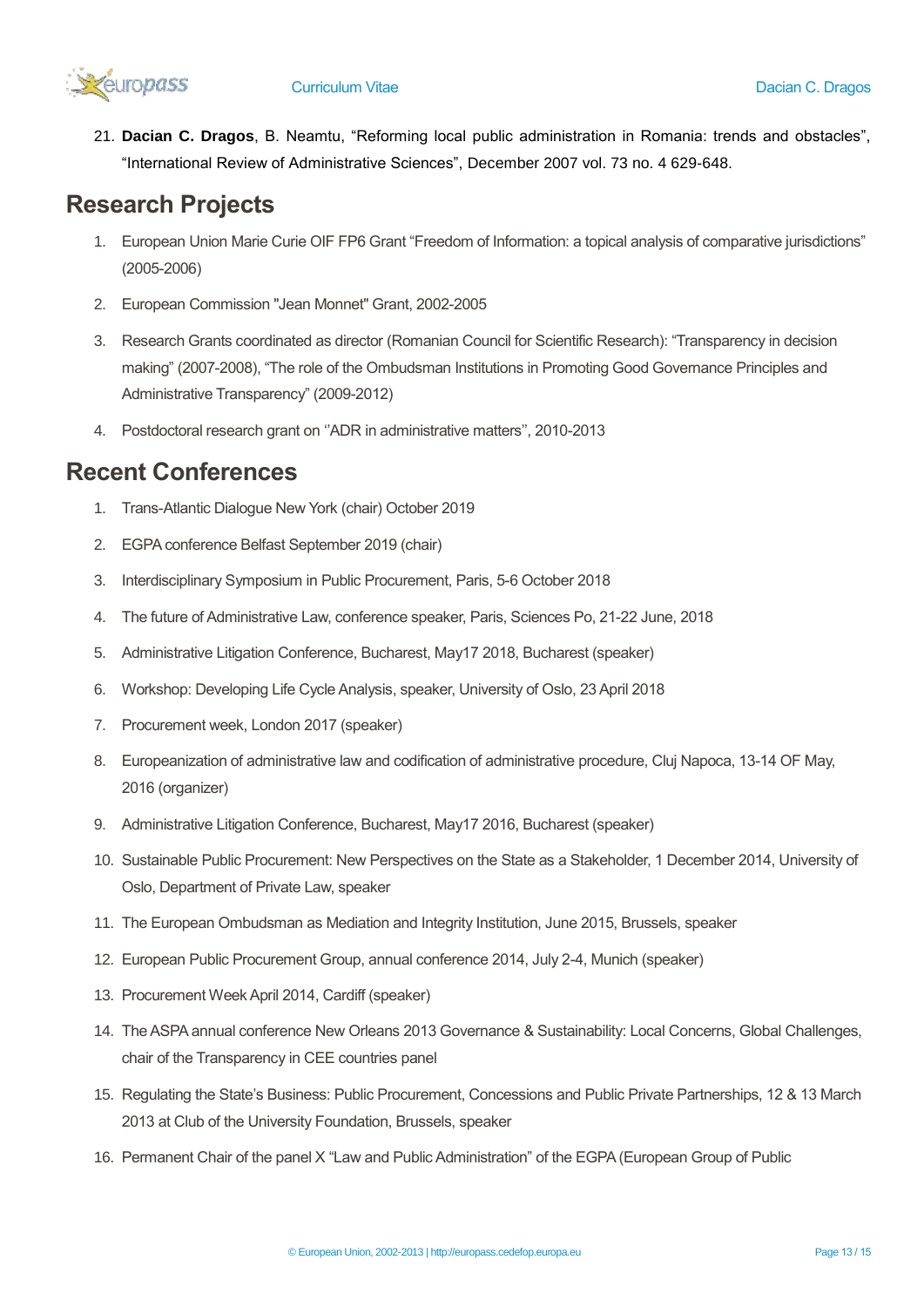21. **Dacian C. Dragos**, B. Neamtu, "Reforming local public administration in Romania: trends and obstacles", "International Review of Administrative Sciences", December 2007 vol. 73 no. 4 629-648.

## Research Projects

1. European Union Marie Curie OIF FP6 Grant "Freedom of Information: a topical analysis of comparative jurisdictions" (2005-2006)
2. European Commission "Jean Monnet" Grant, 2002-2005
3. Research Grants coordinated as director (Romanian Council for Scientific Research): "Transparency in decision making" (2007-2008), "The role of the Ombudsman Institutions in Promoting Good Governance Principles and Administrative Transparency" (2009-2012)
4. Postdoctoral research grant on ''ADR in administrative matters", 2010-2013

## Recent Conferences

1. Trans-Atlantic Dialogue New York (chair) October 2019
2. EGPA conference Belfast September 2019 (chair)
3. Interdisciplinary Symposium in Public Procurement, Paris, 5-6 October 2018
4. The future of Administrative Law, conference speaker, Paris, Sciences Po, 21-22 June, 2018
5. Administrative Litigation Conference, Bucharest, May17 2018, Bucharest (speaker)
6. Workshop: Developing Life Cycle Analysis, speaker, University of Oslo, 23 April 2018
7. Procurement week, London 2017 (speaker)
8. Europeanization of administrative law and codification of administrative procedure, Cluj Napoca, 13-14 OF May, 2016 (organizer)
9. Administrative Litigation Conference, Bucharest, May17 2016, Bucharest (speaker)
10. Sustainable Public Procurement: New Perspectives on the State as a Stakeholder, 1 December 2014, University of Oslo, Department of Private Law, speaker
11. The European Ombudsman as Mediation and Integrity Institution, June 2015, Brussels, speaker
12. European Public Procurement Group, annual conference 2014, July 2-4, Munich (speaker)
13. Procurement Week April 2014, Cardiff (speaker)
14. The ASPA annual conference New Orleans 2013 Governance & Sustainability: Local Concerns, Global Challenges, chair of the Transparency in CEE countries panel
15. Regulating the State's Business: Public Procurement, Concessions and Public Private Partnerships, 12 & 13 March 2013 at Club of the University Foundation, Brussels, speaker
16. Permanent Chair of the panel X "Law and Public Administration" of the EGPA (European Group of Public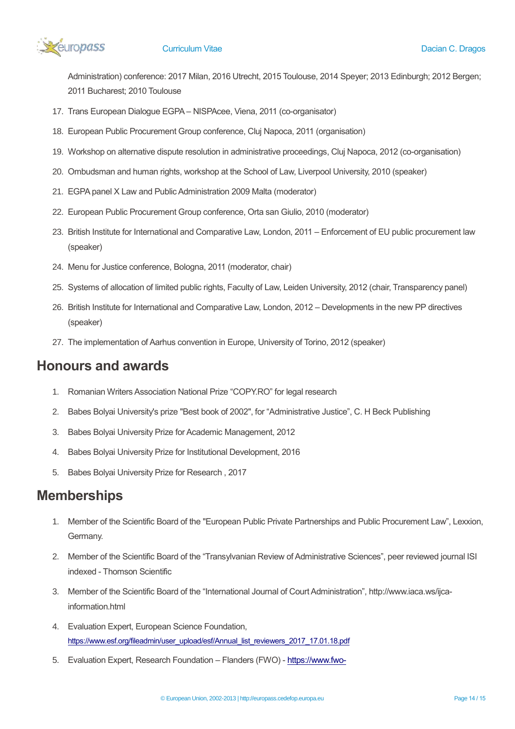Administration) conference: 2017 Milan, 2016 Utrecht, 2015 Toulouse, 2014 Speyer; 2013 Edinburgh; 2012 Bergen; 2011 Bucharest; 2010 Toulouse

17. Trans European Dialogue EGPA – NISPAcee, Viena, 2011 (co-organisator)
18. European Public Procurement Group conference, Cluj Napoca, 2011 (organisation)
19. Workshop on alternative dispute resolution in administrative proceedings, Cluj Napoca, 2012 (co-organisation)
20. Ombudsman and human rights, workshop at the School of Law, Liverpool University, 2010 (speaker)
21. EGPA panel X Law and Public Administration 2009 Malta (moderator)
22. European Public Procurement Group conference, Orta san Giulio, 2010 (moderator)
23. British Institute for International and Comparative Law, London, 2011 – Enforcement of EU public procurement law (speaker)
24. Menu for Justice conference, Bologna, 2011 (moderator, chair)
25. Systems of allocation of limited public rights, Faculty of Law, Leiden University, 2012 (chair, Transparency panel)
26. British Institute for International and Comparative Law, London, 2012 – Developments in the new PP directives (speaker)
27. The implementation of Aarhus convention in Europe, University of Torino, 2012 (speaker)

## Honours and awards

1. Romanian Writers Association National Prize "COPY.RO" for legal research
2. Babes Bolyai University's prize "Best book of 2002", for "Administrative Justice", C. H Beck Publishing
3. Babes Bolyai University Prize for Academic Management, 2012
4. Babes Bolyai University Prize for Institutional Development, 2016
5. Babes Bolyai University Prize for Research , 2017

## Memberships

1. Member of the Scientific Board of the "European Public Private Partnerships and Public Procurement Law", Lexxion, Germany.
2. Member of the Scientific Board of the "Transylvanian Review of Administrative Sciences", peer reviewed journal ISI indexed - Thomson Scientific
3. Member of the Scientific Board of the "International Journal of Court Administration", http://www.iaca.ws/ijca-information.html
4. Evaluation Expert, European Science Foundation, https://www.esf.org/fileadmin/user_upload/esf/Annual_list_reviewers_2017_17.01.18.pdf
5. Evaluation Expert, Research Foundation – Flanders (FWO) - https://www.fwo-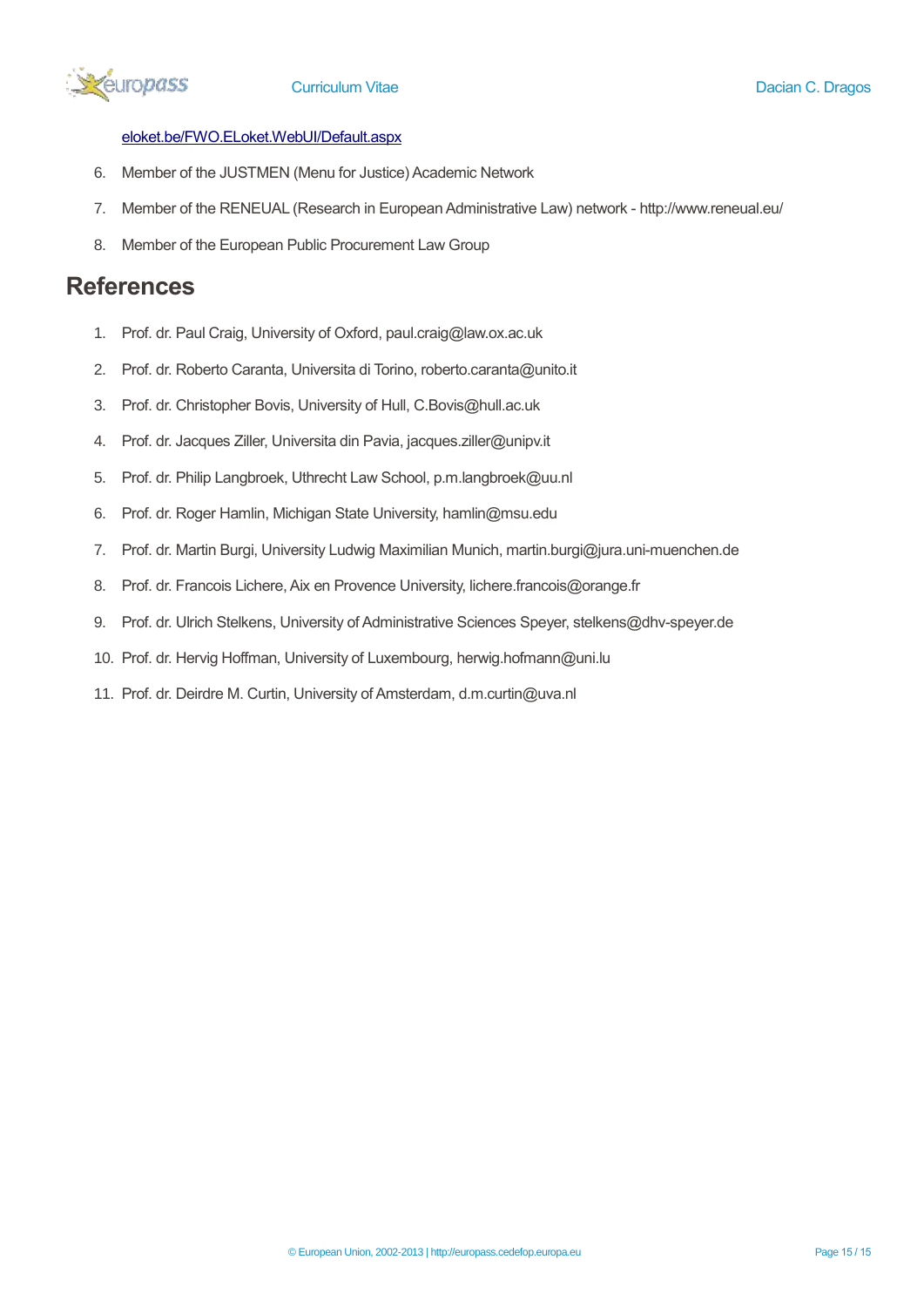eloket.be/FWO.ELoket.WebUI/Default.aspx

6. Member of the JUSTMEN (Menu for Justice) Academic Network
7. Member of the RENEUAL (Research in European Administrative Law) network - http://www.reneual.eu/
8. Member of the European Public Procurement Law Group

## References

1. Prof. dr. Paul Craig, University of Oxford, paul.craig@law.ox.ac.uk
2. Prof. dr. Roberto Caranta, Universita di Torino, roberto.caranta@unito.it
3. Prof. dr. Christopher Bovis, University of Hull, C.Bovis@hull.ac.uk
4. Prof. dr. Jacques Ziller, Universita din Pavia, jacques.ziller@unipv.it
5. Prof. dr. Philip Langbroek, Uthrecht Law School, p.m.langbroek@uu.nl
6. Prof. dr. Roger Hamlin, Michigan State University, hamlin@msu.edu
7. Prof. dr. Martin Burgi, University Ludwig Maximilian Munich, martin.burgi@jura.uni-muenchen.de
8. Prof. dr. Francois Lichere, Aix en Provence University, lichere.francois@orange.fr
9. Prof. dr. Ulrich Stelkens, University of Administrative Sciences Speyer, stelkens@dhv-speyer.de
10. Prof. dr. Hervig Hoffman, University of Luxembourg, herwig.hofmann@uni.lu
11. Prof. dr. Deirdre M. Curtin, University of Amsterdam, d.m.curtin@uva.nl